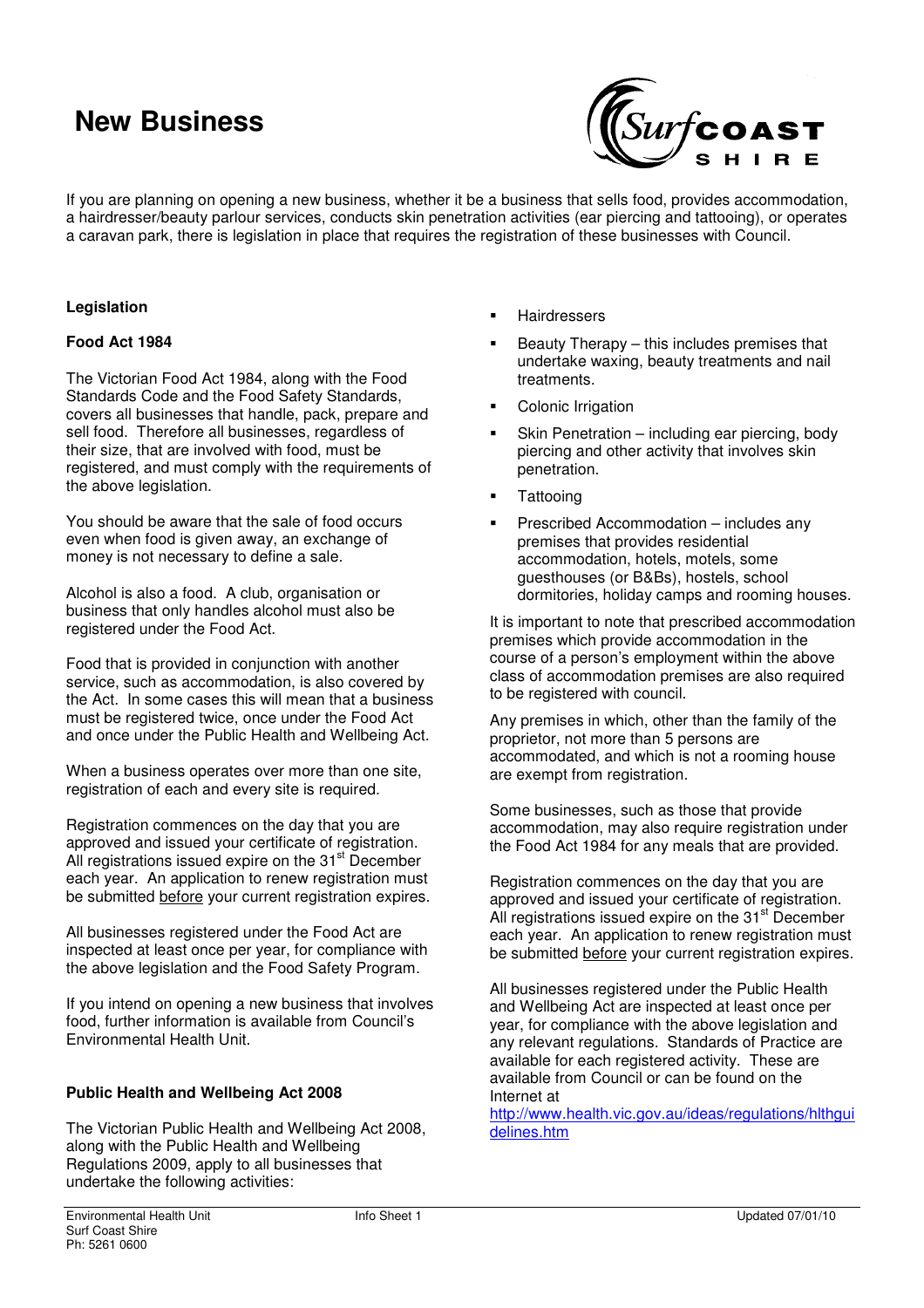# New Business

If you are planning on opening a new business, whether it be a business that sells food, provides accommodation, a hairdresser/beauty parlour services, conducts skin penetration activities (ear piercing and tattooing), or operates a caravan park, there is legislation in place that requires the registration of these businesses with Council.

## Legislation

### Food Act 1984

The Victorian Food Act 1984, along with the Food Standards Code and the Food Safety Standards, covers all businesses that handle, pack, prepare and sell food. Therefore all businesses, regardless of their size, that are involved with food, must be registered, and must comply with the requirements of the above legislation.

You should be aware that the sale of food occurs even when food is given away, an exchange of money is not necessary to define a sale.

Alcohol is also a food. A club, organisation or business that only handles alcohol must also be registered under the Food Act.

Food that is provided in conjunction with another service, such as accommodation, is also covered by the Act. In some cases this will mean that a business must be registered twice, once under the Food Act and once under the Public Health and Wellbeing Act.

When a business operates over more than one site, registration of each and every site is required.

Registration commences on the day that you are approved and issued your certificate of registration. All registrations issued expire on the 31st December each year. An application to renew registration must be submitted before your current registration expires.

All businesses registered under the Food Act are inspected at least once per year, for compliance with the above legislation and the Food Safety Program.

If you intend on opening a new business that involves food, further information is available from Council's Environmental Health Unit.

### Public Health and Wellbeing Act 2008

The Victorian Public Health and Wellbeing Act 2008, along with the Public Health and Wellbeing Regulations 2009, apply to all businesses that undertake the following activities:

- Hairdressers
- Beauty Therapy – this includes premises that undertake waxing, beauty treatments and nail treatments.
- Colonic Irrigation
- Skin Penetration – including ear piercing, body piercing and other activity that involves skin penetration.
- Tattooing
- Prescribed Accommodation – includes any premises that provides residential accommodation, hotels, motels, some guesthouses (or B&Bs), hostels, school dormitories, holiday camps and rooming houses.

It is important to note that prescribed accommodation premises which provide accommodation in the course of a person's employment within the above class of accommodation premises are also required to be registered with council.

Any premises in which, other than the family of the proprietor, not more than 5 persons are accommodated, and which is not a rooming house are exempt from registration.

Some businesses, such as those that provide accommodation, may also require registration under the Food Act 1984 for any meals that are provided.

Registration commences on the day that you are approved and issued your certificate of registration. All registrations issued expire on the 31st December each year. An application to renew registration must be submitted before your current registration expires.

All businesses registered under the Public Health and Wellbeing Act are inspected at least once per year, for compliance with the above legislation and any relevant regulations. Standards of Practice are available for each registered activity. These are available from Council or can be found on the Internet at http://www.health.vic.gov.au/ideas/regulations/hlthguidelines.htm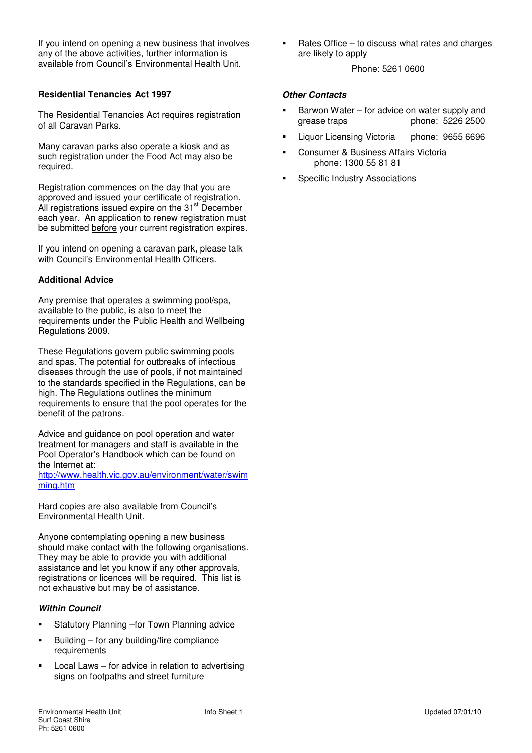If you intend on opening a new business that involves any of the above activities, further information is available from Council's Environmental Health Unit.

**Residential Tenancies Act 1997**

The Residential Tenancies Act requires registration of all Caravan Parks.

Many caravan parks also operate a kiosk and as such registration under the Food Act may also be required.

Registration commences on the day that you are approved and issued your certificate of registration. All registrations issued expire on the 31st December each year. An application to renew registration must be submitted before your current registration expires.

If you intend on opening a caravan park, please talk with Council's Environmental Health Officers.

**Additional Advice**

Any premise that operates a swimming pool/spa, available to the public, is also to meet the requirements under the Public Health and Wellbeing Regulations 2009.

These Regulations govern public swimming pools and spas. The potential for outbreaks of infectious diseases through the use of pools, if not maintained to the standards specified in the Regulations, can be high. The Regulations outlines the minimum requirements to ensure that the pool operates for the benefit of the patrons.

Advice and guidance on pool operation and water treatment for managers and staff is available in the Pool Operator's Handbook which can be found on the Internet at: http://www.health.vic.gov.au/environment/water/swimming.htm

Hard copies are also available from Council's Environmental Health Unit.

Anyone contemplating opening a new business should make contact with the following organisations. They may be able to provide you with additional assistance and let you know if any other approvals, registrations or licences will be required. This list is not exhaustive but may be of assistance.

***Within Council***

- Statutory Planning –for Town Planning advice
- Building – for any building/fire compliance requirements
- Local Laws – for advice in relation to advertising signs on footpaths and street furniture
- Rates Office – to discuss what rates and charges are likely to apply

  Phone: 5261 0600

***Other Contacts***

- Barwon Water – for advice on water supply and grease traps phone: 5226 2500
- Liquor Licensing Victoria phone: 9655 6696
- Consumer & Business Affairs Victoria phone: 1300 55 81 81
- Specific Industry Associations